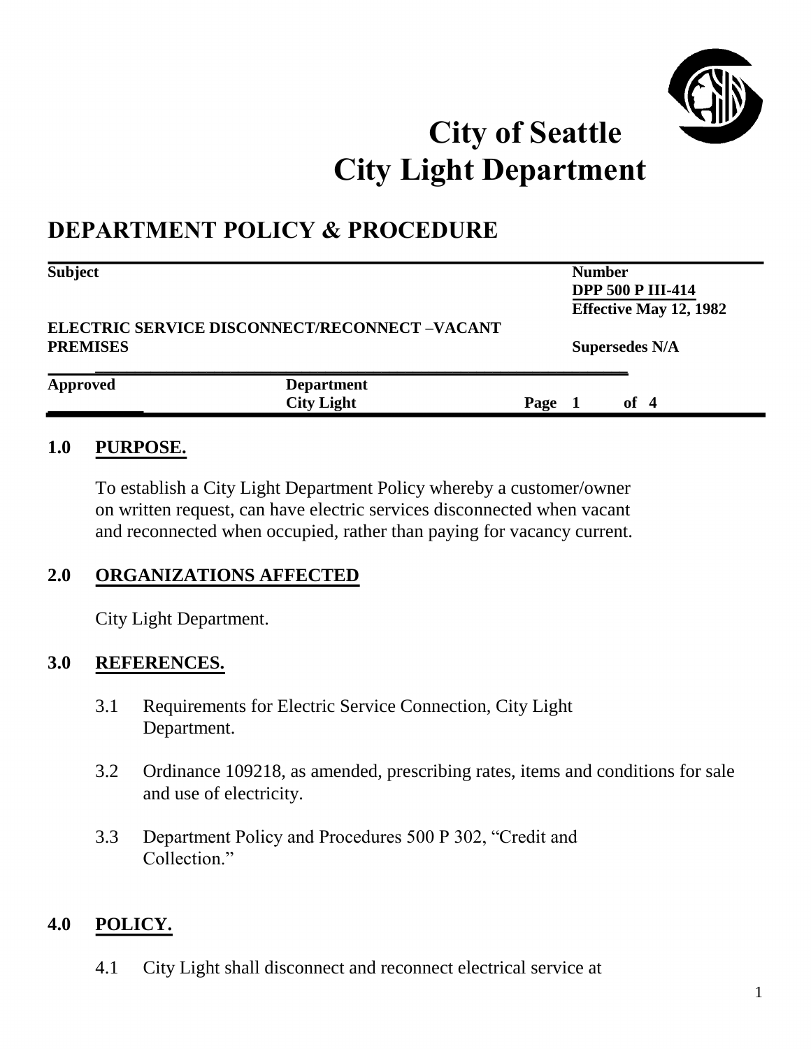# City of Seattle
# City Light Department

## DEPARTMENT POLICY & PROCEDURE

| Subject | | Number |
| --- | --- | --- |
| ELECTRIC SERVICE DISCONNECT/RECONNECT –VACANT PREMISES | | DPP 500 P III-414 <br> Effective May 12, 1982 <br> Supersedes N/A |
| **Approved** | **Department** <br> City Light | **Page** 1 of 4 |

### 1.0 PURPOSE.

To establish a City Light Department Policy whereby a customer/owner on written request, can have electric services disconnected when vacant and reconnected when occupied, rather than paying for vacancy current.

### 2.0 ORGANIZATIONS AFFECTED

City Light Department.

### 3.0 REFERENCES.

3.1 Requirements for Electric Service Connection, City Light Department.

3.2 Ordinance 109218, as amended, prescribing rates, items and conditions for sale and use of electricity.

3.3 Department Policy and Procedures 500 P 302, "Credit and Collection."

### 4.0 POLICY.

4.1 City Light shall disconnect and reconnect electrical service at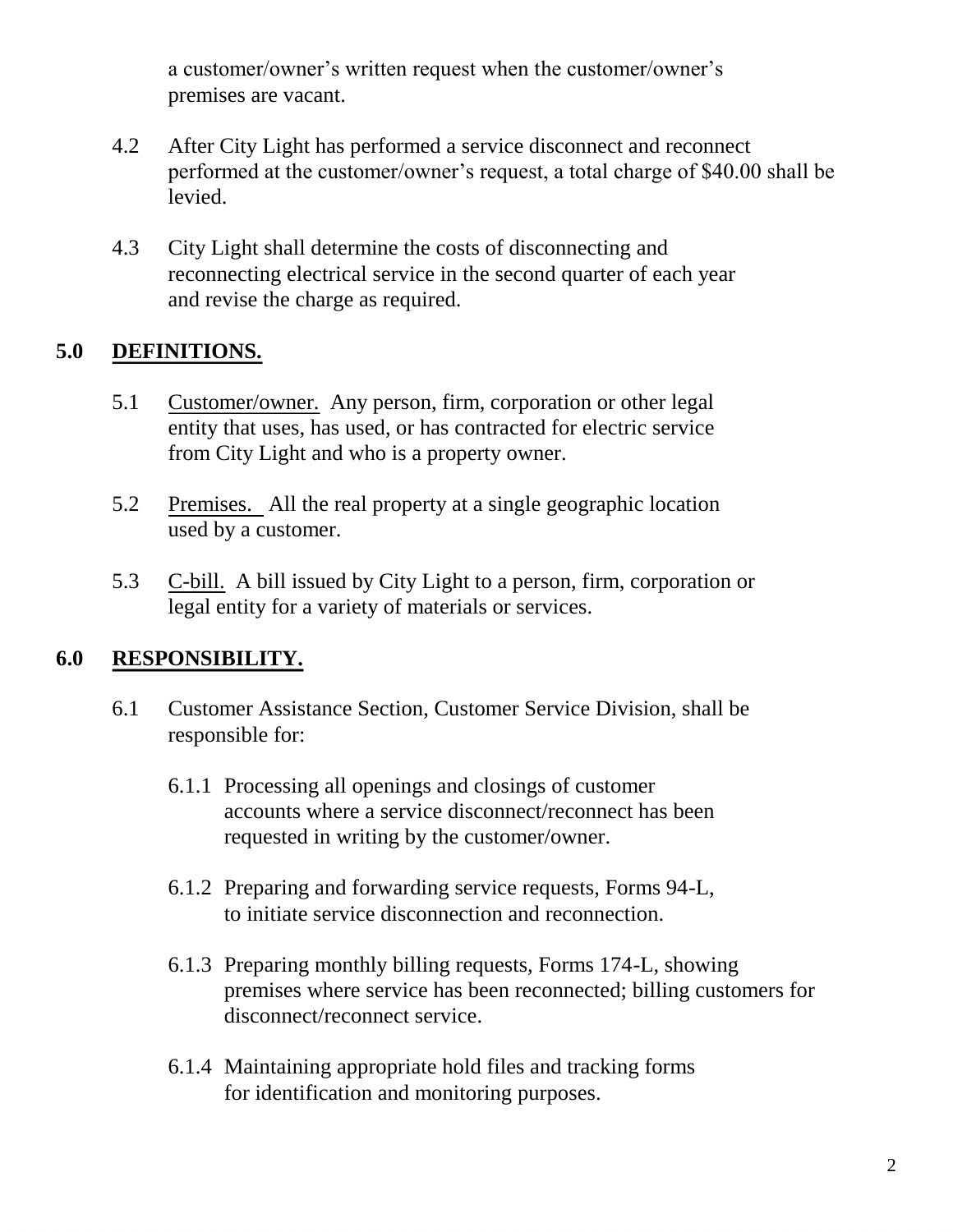a customer/owner's written request when the customer/owner's premises are vacant.

4.2 After City Light has performed a service disconnect and reconnect performed at the customer/owner's request, a total charge of $40.00 shall be levied.

4.3 City Light shall determine the costs of disconnecting and reconnecting electrical service in the second quarter of each year and revise the charge as required.

## 5.0 DEFINITIONS.

5.1 Customer/owner. Any person, firm, corporation or other legal entity that uses, has used, or has contracted for electric service from City Light and who is a property owner.

5.2 Premises. All the real property at a single geographic location used by a customer.

5.3 C-bill. A bill issued by City Light to a person, firm, corporation or legal entity for a variety of materials or services.

## 6.0 RESPONSIBILITY.

6.1 Customer Assistance Section, Customer Service Division, shall be responsible for:

6.1.1 Processing all openings and closings of customer accounts where a service disconnect/reconnect has been requested in writing by the customer/owner.

6.1.2 Preparing and forwarding service requests, Forms 94-L, to initiate service disconnection and reconnection.

6.1.3 Preparing monthly billing requests, Forms 174-L, showing premises where service has been reconnected; billing customers for disconnect/reconnect service.

6.1.4 Maintaining appropriate hold files and tracking forms for identification and monitoring purposes.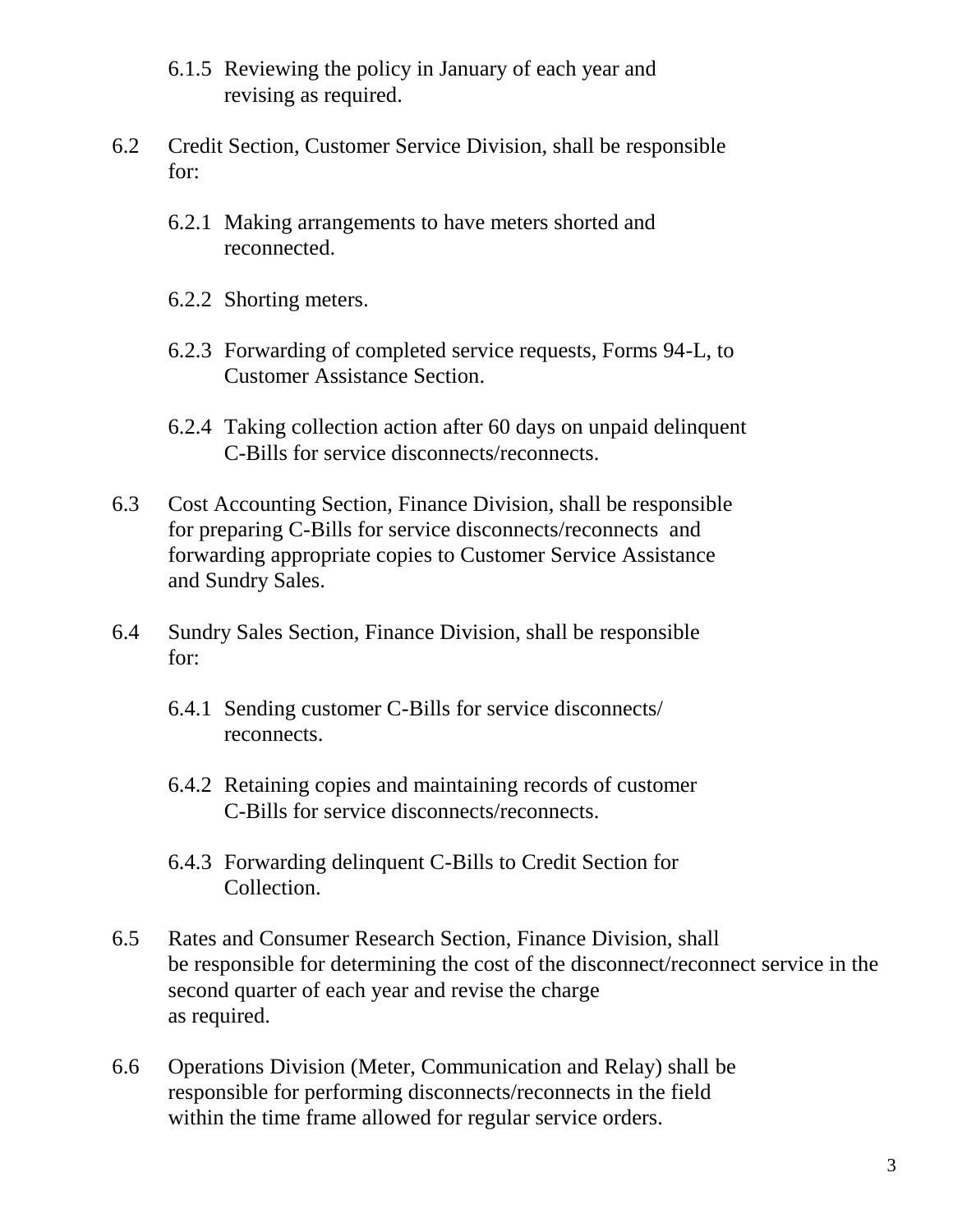6.1.5 Reviewing the policy in January of each year and revising as required.

6.2 Credit Section, Customer Service Division, shall be responsible for:

6.2.1 Making arrangements to have meters shorted and reconnected.

6.2.2 Shorting meters.

6.2.3 Forwarding of completed service requests, Forms 94-L, to Customer Assistance Section.

6.2.4 Taking collection action after 60 days on unpaid delinquent C-Bills for service disconnects/reconnects.

6.3 Cost Accounting Section, Finance Division, shall be responsible for preparing C-Bills for service disconnects/reconnects and forwarding appropriate copies to Customer Service Assistance and Sundry Sales.

6.4 Sundry Sales Section, Finance Division, shall be responsible for:

6.4.1 Sending customer C-Bills for service disconnects/ reconnects.

6.4.2 Retaining copies and maintaining records of customer C-Bills for service disconnects/reconnects.

6.4.3 Forwarding delinquent C-Bills to Credit Section for Collection.

6.5 Rates and Consumer Research Section, Finance Division, shall be responsible for determining the cost of the disconnect/reconnect service in the second quarter of each year and revise the charge as required.

6.6 Operations Division (Meter, Communication and Relay) shall be responsible for performing disconnects/reconnects in the field within the time frame allowed for regular service orders.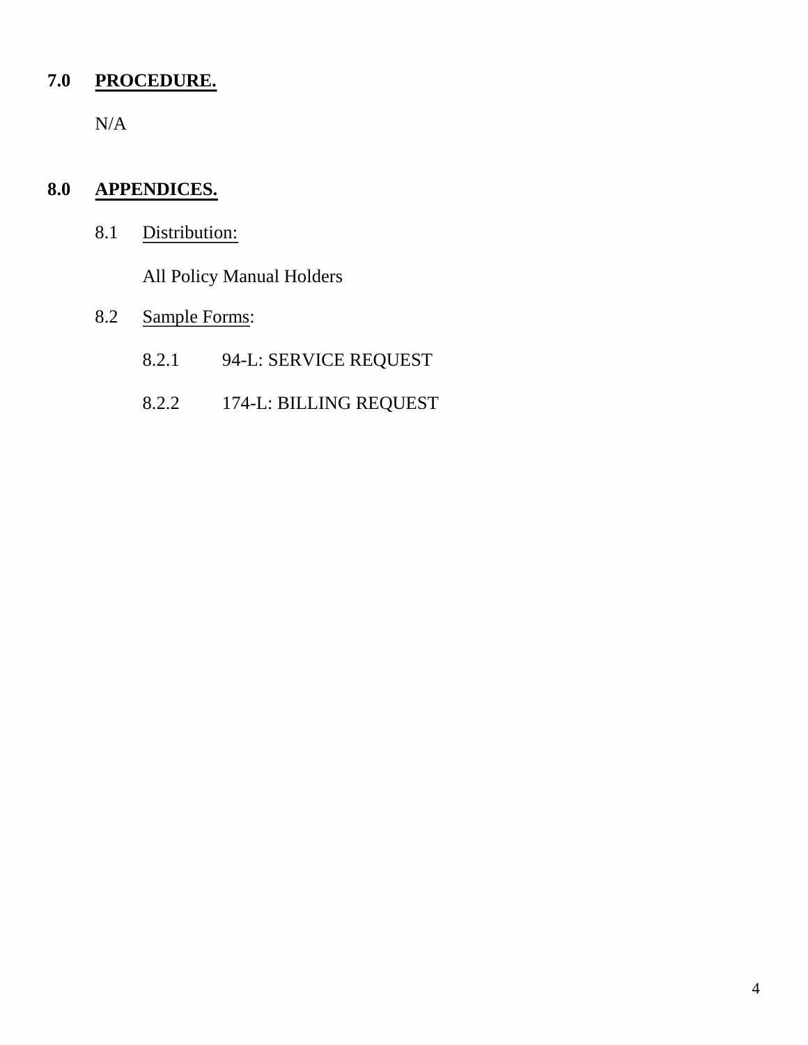## 7.0 PROCEDURE.

N/A

## 8.0 APPENDICES.

8.1 Distribution:

All Policy Manual Holders

8.2 Sample Forms:

8.2.1 94-L: SERVICE REQUEST

8.2.2 174-L: BILLING REQUEST